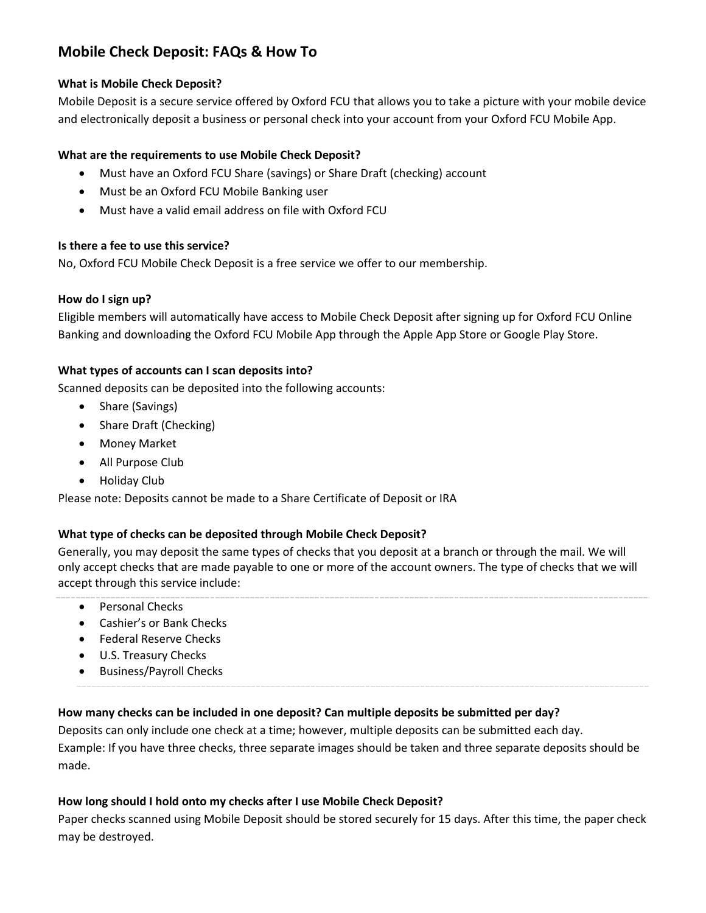# Mobile Check Deposit: FAQs & How To

**What is Mobile Check Deposit?**

Mobile Deposit is a secure service offered by Oxford FCU that allows you to take a picture with your mobile device and electronically deposit a business or personal check into your account from your Oxford FCU Mobile App.

**What are the requirements to use Mobile Check Deposit?**

- Must have an Oxford FCU Share (savings) or Share Draft (checking) account
- Must be an Oxford FCU Mobile Banking user
- Must have a valid email address on file with Oxford FCU

**Is there a fee to use this service?**

No, Oxford FCU Mobile Check Deposit is a free service we offer to our membership.

**How do I sign up?**

Eligible members will automatically have access to Mobile Check Deposit after signing up for Oxford FCU Online Banking and downloading the Oxford FCU Mobile App through the Apple App Store or Google Play Store.

**What types of accounts can I scan deposits into?**

Scanned deposits can be deposited into the following accounts:

- Share (Savings)
- Share Draft (Checking)
- Money Market
- All Purpose Club
- Holiday Club

Please note: Deposits cannot be made to a Share Certificate of Deposit or IRA

**What type of checks can be deposited through Mobile Check Deposit?**

Generally, you may deposit the same types of checks that you deposit at a branch or through the mail. We will only accept checks that are made payable to one or more of the account owners. The type of checks that we will accept through this service include:

- Personal Checks
- Cashier's or Bank Checks
- Federal Reserve Checks
- U.S. Treasury Checks
- Business/Payroll Checks

**How many checks can be included in one deposit? Can multiple deposits be submitted per day?**

Deposits can only include one check at a time; however, multiple deposits can be submitted each day.
Example: If you have three checks, three separate images should be taken and three separate deposits should be made.

**How long should I hold onto my checks after I use Mobile Check Deposit?**

Paper checks scanned using Mobile Deposit should be stored securely for 15 days. After this time, the paper check may be destroyed.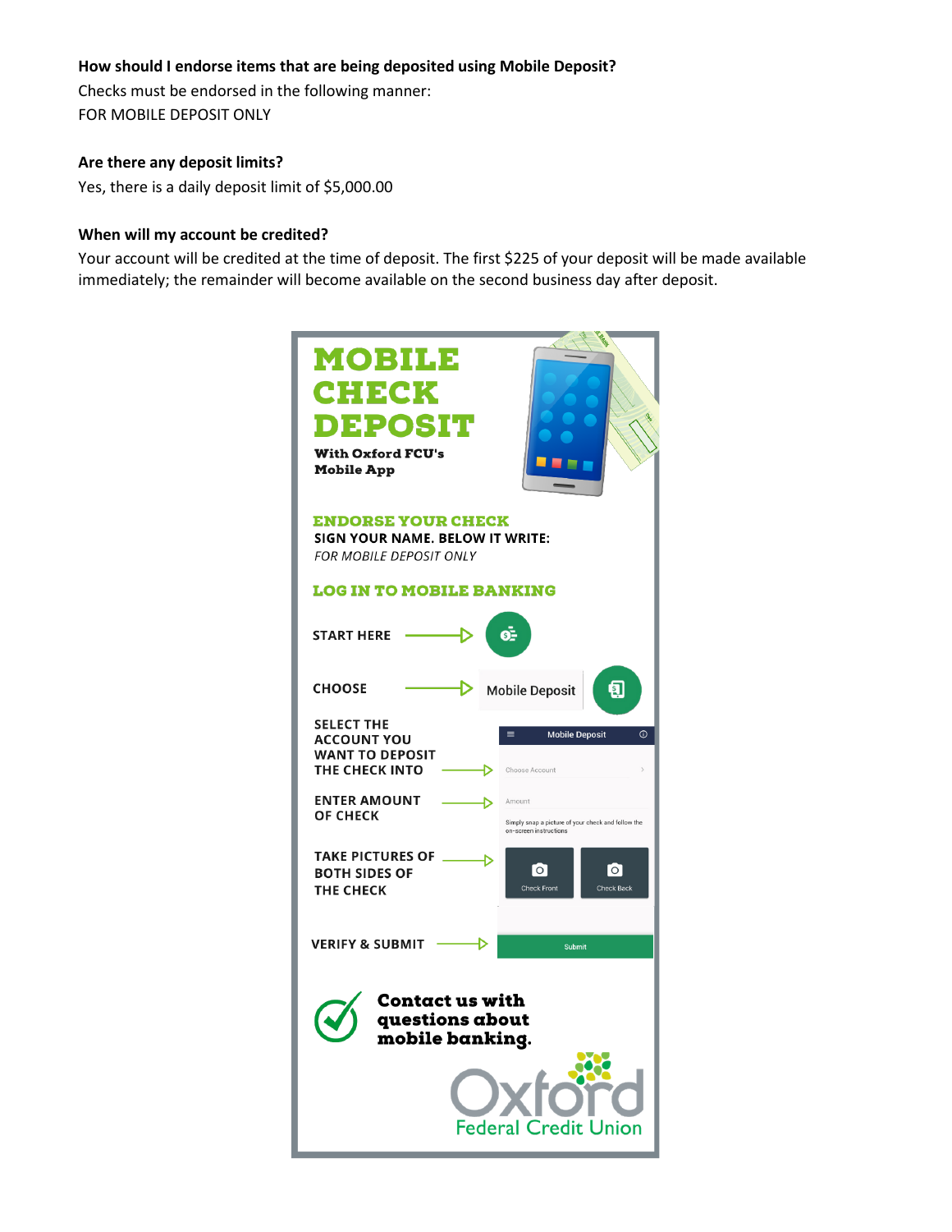**How should I endorse items that are being deposited using Mobile Deposit?**

Checks must be endorsed in the following manner:
FOR MOBILE DEPOSIT ONLY

**Are there any deposit limits?**

Yes, there is a daily deposit limit of $5,000.00

**When will my account be credited?**

Your account will be credited at the time of deposit. The first $225 of your deposit will be made available immediately; the remainder will become available on the second business day after deposit.

# MOBILE CHECK DEPOSIT

**With Oxford FCU's Mobile App**

## ENDORSE YOUR CHECK

SIGN YOUR NAME. BELOW IT WRITE:
*FOR MOBILE DEPOSIT ONLY*

## LOG IN TO MOBILE BANKING

START HERE

CHOOSE — Mobile Deposit

SELECT THE ACCOUNT YOU WANT TO DEPOSIT THE CHECK INTO — Choose Account

ENTER AMOUNT OF CHECK — Amount

Simply snap a picture of your check and follow the on-screen instructions

TAKE PICTURES OF BOTH SIDES OF THE CHECK — Check Front / Check Back

VERIFY & SUBMIT — Submit

**Contact us with questions about mobile banking.**

Oxford
Federal Credit Union